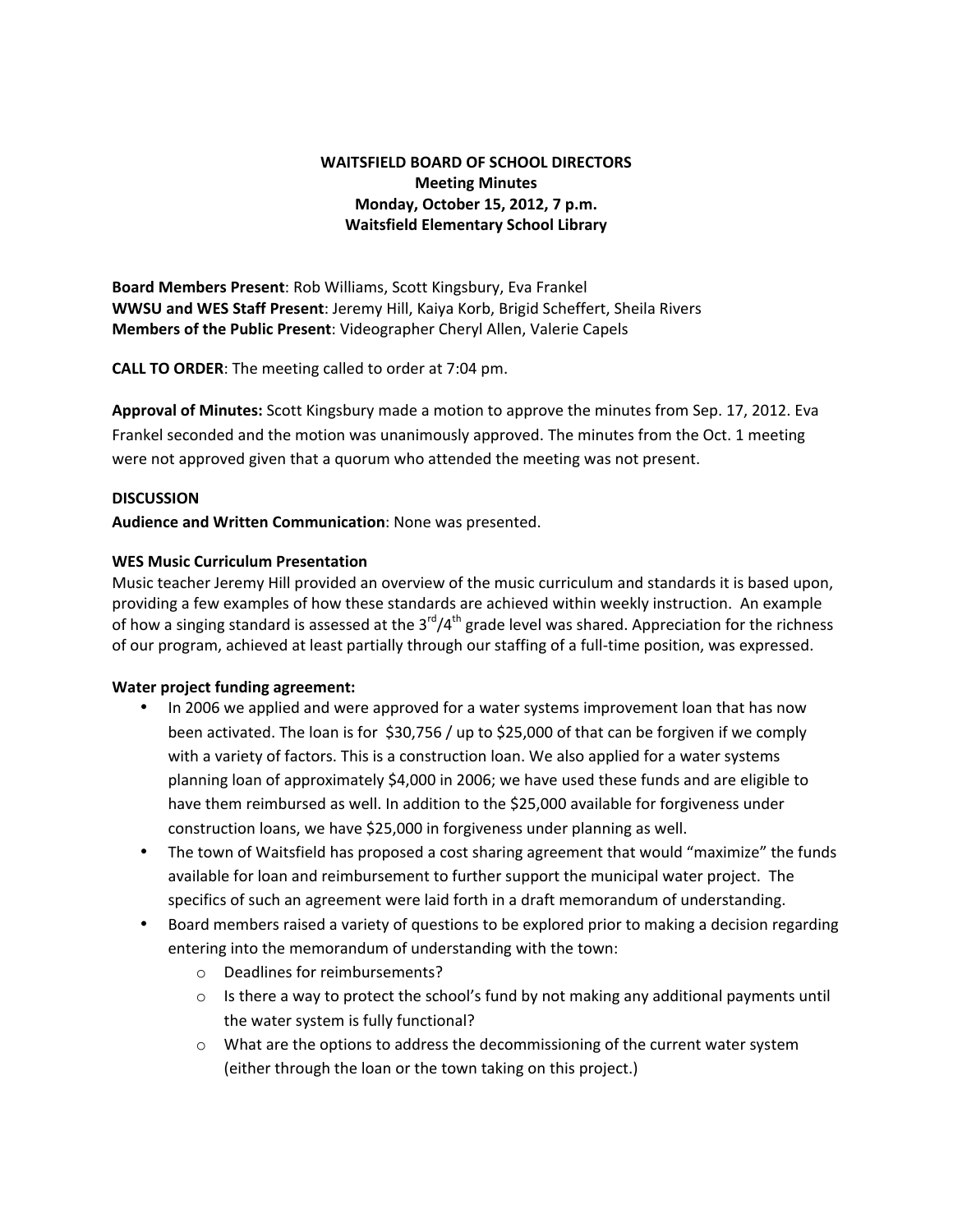**WAITSFIELD BOARD OF SCHOOL DIRECTORS**
**Meeting Minutes**
**Monday, October 15, 2012, 7 p.m.**
**Waitsfield Elementary School Library**

**Board Members Present**: Rob Williams, Scott Kingsbury, Eva Frankel
**WWSU and WES Staff Present**: Jeremy Hill, Kaiya Korb, Brigid Scheffert, Sheila Rivers
**Members of the Public Present**: Videographer Cheryl Allen, Valerie Capels

**CALL TO ORDER**: The meeting called to order at 7:04 pm.

**Approval of Minutes:** Scott Kingsbury made a motion to approve the minutes from Sep. 17, 2012. Eva Frankel seconded and the motion was unanimously approved. The minutes from the Oct. 1 meeting were not approved given that a quorum who attended the meeting was not present.

**DISCUSSION**

**Audience and Written Communication**: None was presented.

**WES Music Curriculum Presentation**

Music teacher Jeremy Hill provided an overview of the music curriculum and standards it is based upon, providing a few examples of how these standards are achieved within weekly instruction. An example of how a singing standard is assessed at the 3rd/4th grade level was shared. Appreciation for the richness of our program, achieved at least partially through our staffing of a full-time position, was expressed.

**Water project funding agreement:**

- In 2006 we applied and were approved for a water systems improvement loan that has now been activated. The loan is for $30,756 / up to $25,000 of that can be forgiven if we comply with a variety of factors. This is a construction loan. We also applied for a water systems planning loan of approximately $4,000 in 2006; we have used these funds and are eligible to have them reimbursed as well. In addition to the $25,000 available for forgiveness under construction loans, we have $25,000 in forgiveness under planning as well.
- The town of Waitsfield has proposed a cost sharing agreement that would "maximize" the funds available for loan and reimbursement to further support the municipal water project. The specifics of such an agreement were laid forth in a draft memorandum of understanding.
- Board members raised a variety of questions to be explored prior to making a decision regarding entering into the memorandum of understanding with the town:
  - Deadlines for reimbursements?
  - Is there a way to protect the school's fund by not making any additional payments until the water system is fully functional?
  - What are the options to address the decommissioning of the current water system (either through the loan or the town taking on this project.)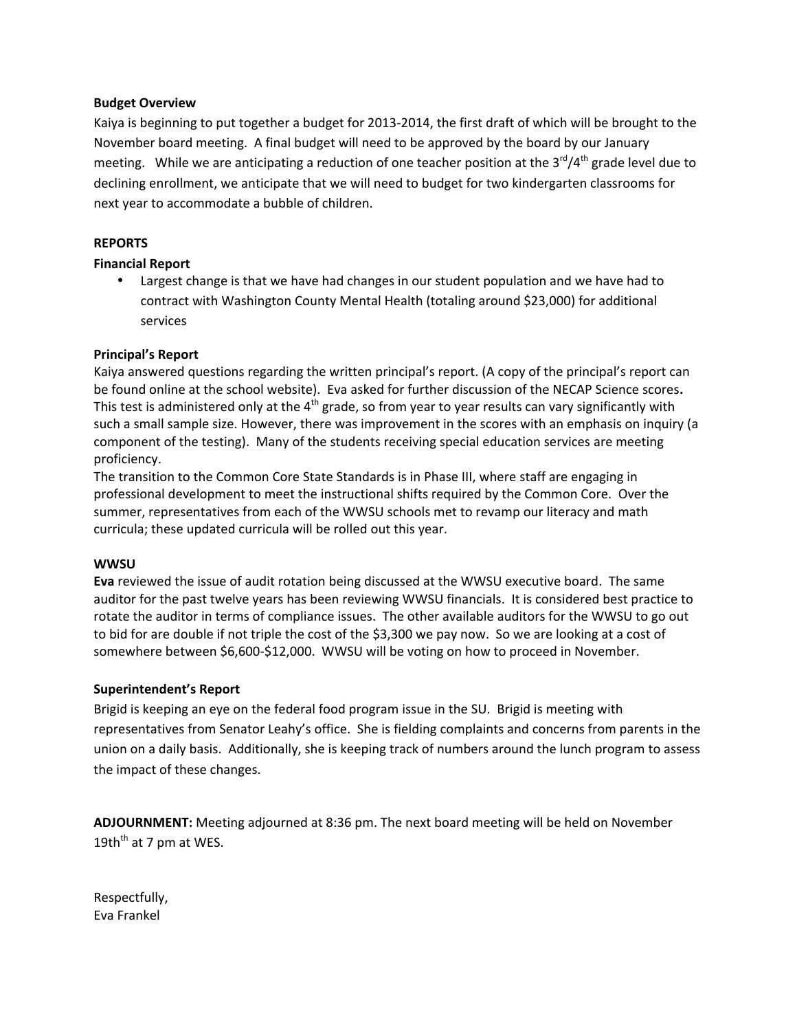**Budget Overview**

Kaiya is beginning to put together a budget for 2013-2014, the first draft of which will be brought to the November board meeting. A final budget will need to be approved by the board by our January meeting. While we are anticipating a reduction of one teacher position at the 3rd/4th grade level due to declining enrollment, we anticipate that we will need to budget for two kindergarten classrooms for next year to accommodate a bubble of children.

**REPORTS**

**Financial Report**

- Largest change is that we have had changes in our student population and we have had to contract with Washington County Mental Health (totaling around $23,000) for additional services

**Principal's Report**

Kaiya answered questions regarding the written principal's report. (A copy of the principal's report can be found online at the school website). Eva asked for further discussion of the NECAP Science scores**.** This test is administered only at the 4th grade, so from year to year results can vary significantly with such a small sample size. However, there was improvement in the scores with an emphasis on inquiry (a component of the testing). Many of the students receiving special education services are meeting proficiency.

The transition to the Common Core State Standards is in Phase III, where staff are engaging in professional development to meet the instructional shifts required by the Common Core. Over the summer, representatives from each of the WWSU schools met to revamp our literacy and math curricula; these updated curricula will be rolled out this year.

**WWSU**

**Eva** reviewed the issue of audit rotation being discussed at the WWSU executive board. The same auditor for the past twelve years has been reviewing WWSU financials. It is considered best practice to rotate the auditor in terms of compliance issues. The other available auditors for the WWSU to go out to bid for are double if not triple the cost of the $3,300 we pay now. So we are looking at a cost of somewhere between $6,600-$12,000. WWSU will be voting on how to proceed in November.

**Superintendent's Report**

Brigid is keeping an eye on the federal food program issue in the SU. Brigid is meeting with representatives from Senator Leahy's office. She is fielding complaints and concerns from parents in the union on a daily basis. Additionally, she is keeping track of numbers around the lunch program to assess the impact of these changes.

**ADJOURNMENT:** Meeting adjourned at 8:36 pm. The next board meeting will be held on November 19thth at 7 pm at WES.

Respectfully,
Eva Frankel